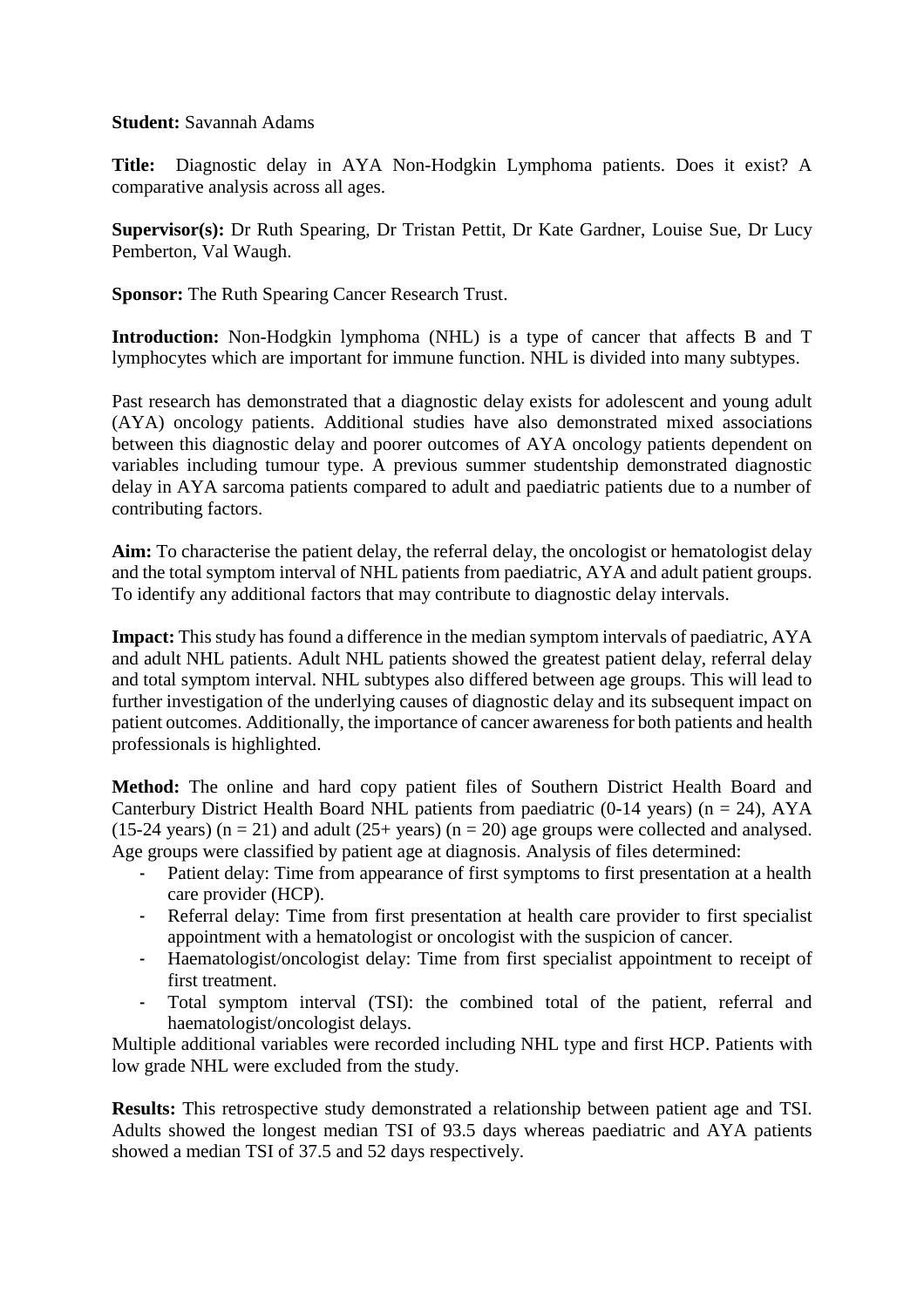**Student:** Savannah Adams

**Title:** Diagnostic delay in AYA Non-Hodgkin Lymphoma patients. Does it exist? A comparative analysis across all ages.

**Supervisor(s):** Dr Ruth Spearing, Dr Tristan Pettit, Dr Kate Gardner, Louise Sue, Dr Lucy Pemberton, Val Waugh.

**Sponsor:** The Ruth Spearing Cancer Research Trust.

**Introduction:** Non-Hodgkin lymphoma (NHL) is a type of cancer that affects B and T lymphocytes which are important for immune function. NHL is divided into many subtypes.

Past research has demonstrated that a diagnostic delay exists for adolescent and young adult (AYA) oncology patients. Additional studies have also demonstrated mixed associations between this diagnostic delay and poorer outcomes of AYA oncology patients dependent on variables including tumour type. A previous summer studentship demonstrated diagnostic delay in AYA sarcoma patients compared to adult and paediatric patients due to a number of contributing factors.

**Aim:** To characterise the patient delay, the referral delay, the oncologist or hematologist delay and the total symptom interval of NHL patients from paediatric, AYA and adult patient groups. To identify any additional factors that may contribute to diagnostic delay intervals.

**Impact:** This study has found a difference in the median symptom intervals of paediatric, AYA and adult NHL patients. Adult NHL patients showed the greatest patient delay, referral delay and total symptom interval. NHL subtypes also differed between age groups. This will lead to further investigation of the underlying causes of diagnostic delay and its subsequent impact on patient outcomes. Additionally, the importance of cancer awareness for both patients and health professionals is highlighted.

**Method:** The online and hard copy patient files of Southern District Health Board and Canterbury District Health Board NHL patients from paediatric (0-14 years) (n = 24), AYA (15-24 years) (n = 21) and adult (25+ years) (n = 20) age groups were collected and analysed. Age groups were classified by patient age at diagnosis. Analysis of files determined:

- Patient delay: Time from appearance of first symptoms to first presentation at a health care provider (HCP).
- Referral delay: Time from first presentation at health care provider to first specialist appointment with a hematologist or oncologist with the suspicion of cancer.
- Haematologist/oncologist delay: Time from first specialist appointment to receipt of first treatment.
- Total symptom interval (TSI): the combined total of the patient, referral and haematologist/oncologist delays.

Multiple additional variables were recorded including NHL type and first HCP. Patients with low grade NHL were excluded from the study.

**Results:** This retrospective study demonstrated a relationship between patient age and TSI. Adults showed the longest median TSI of 93.5 days whereas paediatric and AYA patients showed a median TSI of 37.5 and 52 days respectively.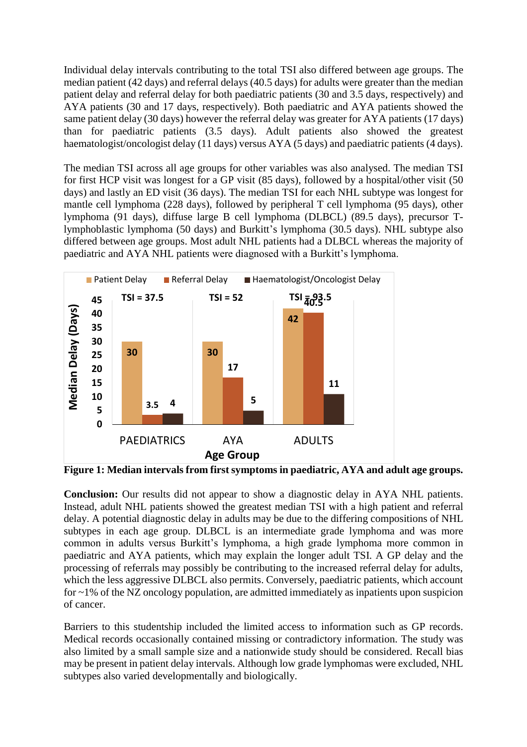Individual delay intervals contributing to the total TSI also differed between age groups. The median patient (42 days) and referral delays (40.5 days) for adults were greater than the median patient delay and referral delay for both paediatric patients (30 and 3.5 days, respectively) and AYA patients (30 and 17 days, respectively). Both paediatric and AYA patients showed the same patient delay (30 days) however the referral delay was greater for AYA patients (17 days) than for paediatric patients (3.5 days). Adult patients also showed the greatest haematologist/oncologist delay (11 days) versus AYA (5 days) and paediatric patients (4 days).

The median TSI across all age groups for other variables was also analysed. The median TSI for first HCP visit was longest for a GP visit (85 days), followed by a hospital/other visit (50 days) and lastly an ED visit (36 days). The median TSI for each NHL subtype was longest for mantle cell lymphoma (228 days), followed by peripheral T cell lymphoma (95 days), other lymphoma (91 days), diffuse large B cell lymphoma (DLBCL) (89.5 days), precursor T-lymphoblastic lymphoma (50 days) and Burkitt's lymphoma (30.5 days). NHL subtype also differed between age groups. Most adult NHL patients had a DLBCL whereas the majority of paediatric and AYA NHL patients were diagnosed with a Burkitt's lymphoma.

Patient Delay
Referral Delay
Haematologist/Oncologist Delay

Median Delay (Days)

45
40
35
30
25
20
15
10
5
0

TSI = 37.5
30
3.5
4

TSI = 52
30
17
5

TSI = 93.5
42
40.5
11

PAEDIATRICS
AYA
ADULTS

Age Group

**Figure 1: Median intervals from first symptoms in paediatric, AYA and adult age groups.**

**Conclusion:** Our results did not appear to show a diagnostic delay in AYA NHL patients. Instead, adult NHL patients showed the greatest median TSI with a high patient and referral delay. A potential diagnostic delay in adults may be due to the differing compositions of NHL subtypes in each age group. DLBCL is an intermediate grade lymphoma and was more common in adults versus Burkitt's lymphoma, a high grade lymphoma more common in paediatric and AYA patients, which may explain the longer adult TSI. A GP delay and the processing of referrals may possibly be contributing to the increased referral delay for adults, which the less aggressive DLBCL also permits. Conversely, paediatric patients, which account for ~1% of the NZ oncology population, are admitted immediately as inpatients upon suspicion of cancer.

Barriers to this studentship included the limited access to information such as GP records. Medical records occasionally contained missing or contradictory information. The study was also limited by a small sample size and a nationwide study should be considered. Recall bias may be present in patient delay intervals. Although low grade lymphomas were excluded, NHL subtypes also varied developmentally and biologically.